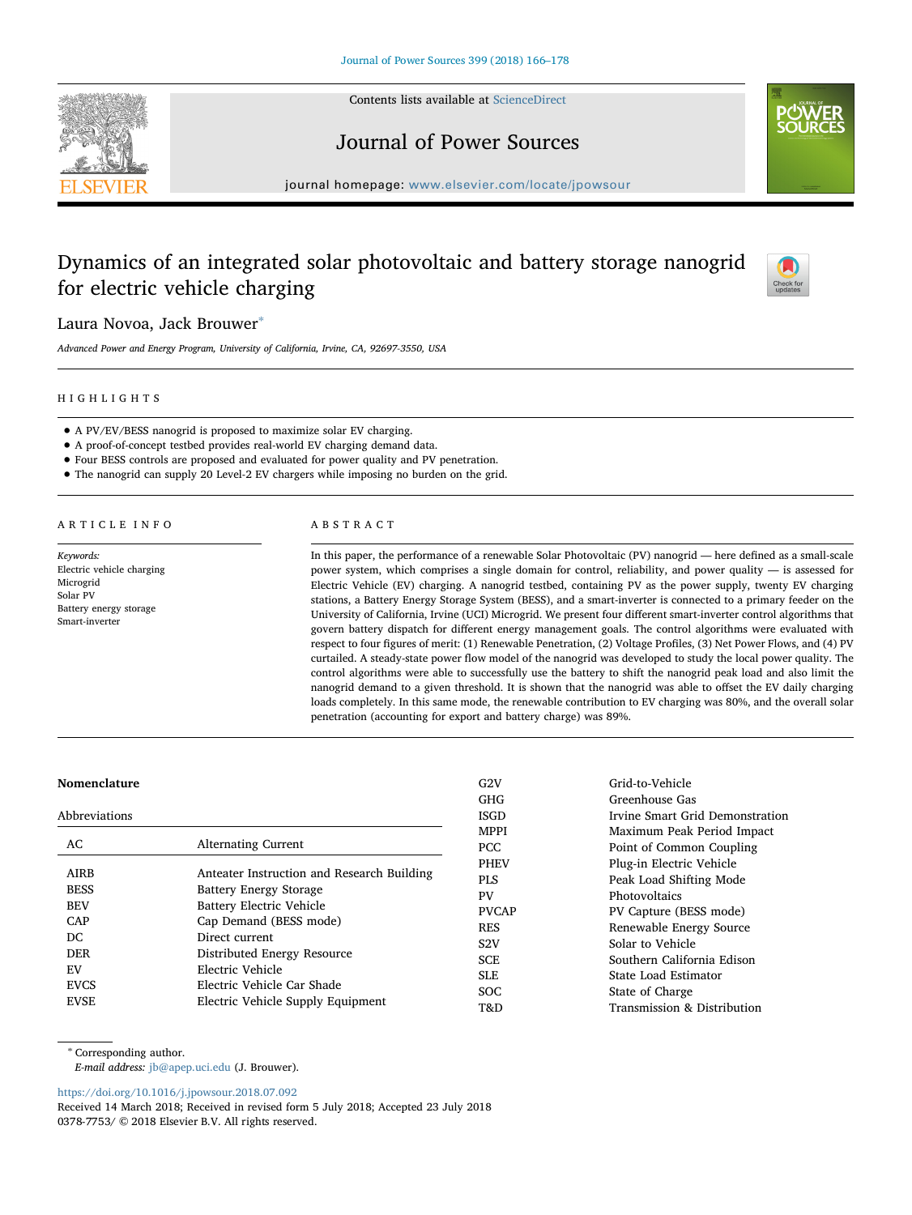# Dynamics of an integrated solar photovoltaic and battery storage nanogrid for electric vehicle charging

Laura Novoa, Jack Brouwer*

*Advanced Power and Energy Program, University of California, Irvine, CA, 92697-3550, USA*

## HIGHLIGHTS

- A PV/EV/BESS nanogrid is proposed to maximize solar EV charging.
- A proof-of-concept testbed provides real-world EV charging demand data.
- Four BESS controls are proposed and evaluated for power quality and PV penetration.
- The nanogrid can supply 20 Level-2 EV chargers while imposing no burden on the grid.

## ARTICLE INFO

*Keywords:*
Electric vehicle charging
Microgrid
Solar PV
Battery energy storage
Smart-inverter

## ABSTRACT

In this paper, the performance of a renewable Solar Photovoltaic (PV) nanogrid — here defined as a small-scale power system, which comprises a single domain for control, reliability, and power quality — is assessed for Electric Vehicle (EV) charging. A nanogrid testbed, containing PV as the power supply, twenty EV charging stations, a Battery Energy Storage System (BESS), and a smart-inverter is connected to a primary feeder on the University of California, Irvine (UCI) Microgrid. We present four different smart-inverter control algorithms that govern battery dispatch for different energy management goals. The control algorithms were evaluated with respect to four figures of merit: (1) Renewable Penetration, (2) Voltage Profiles, (3) Net Power Flows, and (4) PV curtailed. A steady-state power flow model of the nanogrid was developed to study the local power quality. The control algorithms were able to successfully use the battery to shift the nanogrid peak load and also limit the nanogrid demand to a given threshold. It is shown that the nanogrid was able to offset the EV daily charging loads completely. In this same mode, the renewable contribution to EV charging was 80%, and the overall solar penetration (accounting for export and battery charge) was 89%.

## Nomenclature

### Abbreviations

| | |
|---|---|
| AC | Alternating Current |
| AIRB | Anteater Instruction and Research Building |
| BESS | Battery Energy Storage |
| BEV | Battery Electric Vehicle |
| CAP | Cap Demand (BESS mode) |
| DC | Direct current |
| DER | Distributed Energy Resource |
| EV | Electric Vehicle |
| EVCS | Electric Vehicle Car Shade |
| EVSE | Electric Vehicle Supply Equipment |
| G2V | Grid-to-Vehicle |
| GHG | Greenhouse Gas |
| ISGD | Irvine Smart Grid Demonstration |
| MPPI | Maximum Peak Period Impact |
| PCC | Point of Common Coupling |
| PHEV | Plug-in Electric Vehicle |
| PLS | Peak Load Shifting Mode |
| PV | Photovoltaics |
| PVCAP | PV Capture (BESS mode) |
| RES | Renewable Energy Source |
| S2V | Solar to Vehicle |
| SCE | Southern California Edison |
| SLE | State Load Estimator |
| SOC | State of Charge |
| T&D | Transmission & Distribution |

* Corresponding author.
*E-mail address:* jb@apep.uci.edu (J. Brouwer).

https://doi.org/10.1016/j.jpowsour.2018.07.092
Received 14 March 2018; Received in revised form 5 July 2018; Accepted 23 July 2018
0378-7753/ © 2018 Elsevier B.V. All rights reserved.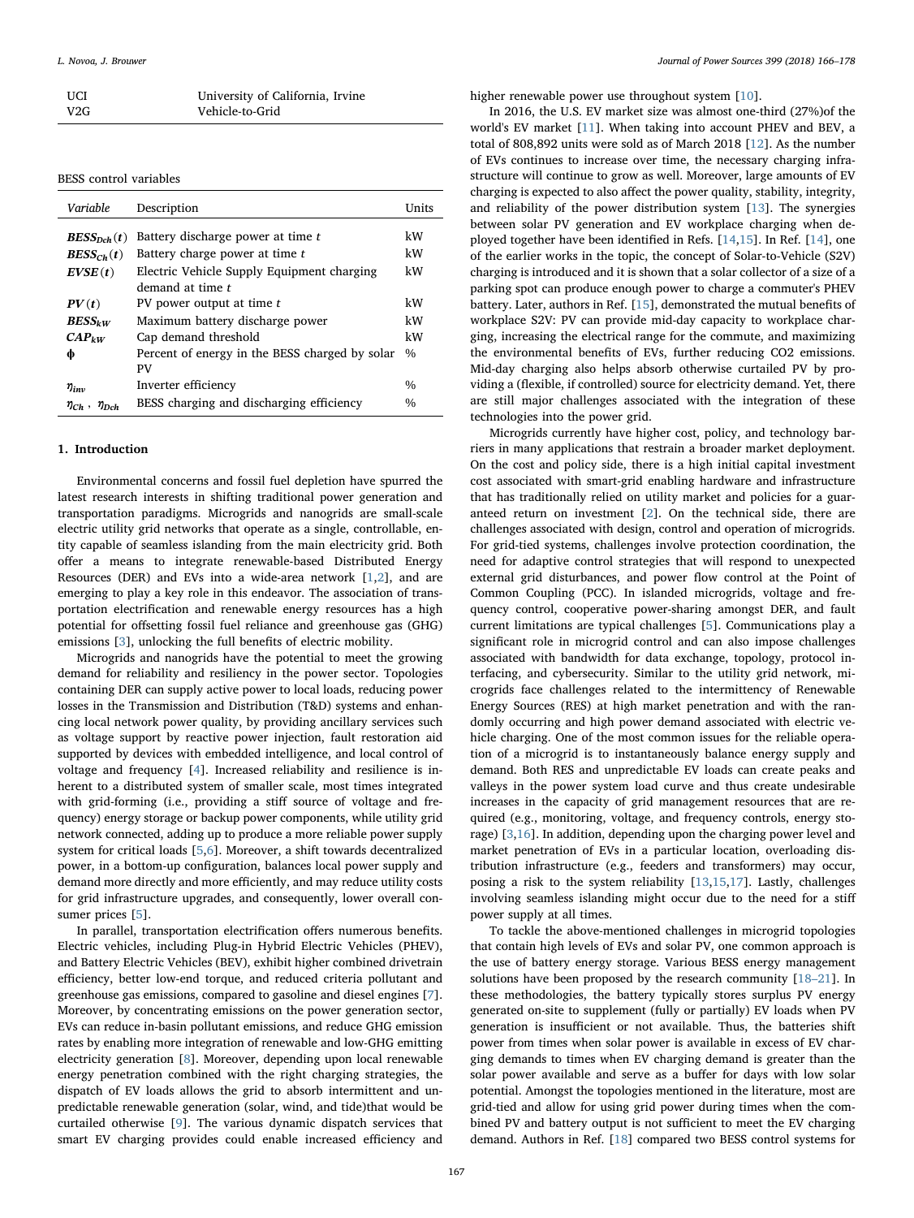| | |
|---|---|
| UCI | University of California, Irvine |
| V2G | Vehicle-to-Grid |

BESS control variables

| *Variable* | Description | Units |
|---|---|---|
| $BESS_{Dch}(t)$ | Battery discharge power at time *t* | kW |
| $BESS_{Ch}(t)$ | Battery charge power at time *t* | kW |
| $EVSE(t)$ | Electric Vehicle Supply Equipment charging demand at time *t* | kW |
| $PV(t)$ | PV power output at time *t* | kW |
| $BESS_{kW}$ | Maximum battery discharge power | kW |
| $CAP_{kW}$ | Cap demand threshold | kW |
| $\phi$ | Percent of energy in the BESS charged by solar PV | % |
| $\eta_{inv}$ | Inverter efficiency | % |
| $\eta_{Ch}$, $\eta_{Dch}$ | BESS charging and discharging efficiency | % |

## 1. Introduction

Environmental concerns and fossil fuel depletion have spurred the latest research interests in shifting traditional power generation and transportation paradigms. Microgrids and nanogrids are small-scale electric utility grid networks that operate as a single, controllable, entity capable of seamless islanding from the main electricity grid. Both offer a means to integrate renewable-based Distributed Energy Resources (DER) and EVs into a wide-area network [1,2], and are emerging to play a key role in this endeavor. The association of transportation electrification and renewable energy resources has a high potential for offsetting fossil fuel reliance and greenhouse gas (GHG) emissions [3], unlocking the full benefits of electric mobility.

Microgrids and nanogrids have the potential to meet the growing demand for reliability and resiliency in the power sector. Topologies containing DER can supply active power to local loads, reducing power losses in the Transmission and Distribution (T&D) systems and enhancing local network power quality, by providing ancillary services such as voltage support by reactive power injection, fault restoration aid supported by devices with embedded intelligence, and local control of voltage and frequency [4]. Increased reliability and resilience is inherent to a distributed system of smaller scale, most times integrated with grid-forming (i.e., providing a stiff source of voltage and frequency) energy storage or backup power components, while utility grid network connected, adding up to produce a more reliable power supply system for critical loads [5,6]. Moreover, a shift towards decentralized power, in a bottom-up configuration, balances local power supply and demand more directly and more efficiently, and may reduce utility costs for grid infrastructure upgrades, and consequently, lower overall consumer prices [5].

In parallel, transportation electrification offers numerous benefits. Electric vehicles, including Plug-in Hybrid Electric Vehicles (PHEV), and Battery Electric Vehicles (BEV), exhibit higher combined drivetrain efficiency, better low-end torque, and reduced criteria pollutant and greenhouse gas emissions, compared to gasoline and diesel engines [7]. Moreover, by concentrating emissions on the power generation sector, EVs can reduce in-basin pollutant emissions, and reduce GHG emission rates by enabling more integration of renewable and low-GHG emitting electricity generation [8]. Moreover, depending upon local renewable energy penetration combined with the right charging strategies, the dispatch of EV loads allows the grid to absorb intermittent and unpredictable renewable generation (solar, wind, and tide)that would be curtailed otherwise [9]. The various dynamic dispatch services that smart EV charging provides could enable increased efficiency and higher renewable power use throughout system [10].

In 2016, the U.S. EV market size was almost one-third (27%)of the world's EV market [11]. When taking into account PHEV and BEV, a total of 808,892 units were sold as of March 2018 [12]. As the number of EVs continues to increase over time, the necessary charging infrastructure will continue to grow as well. Moreover, large amounts of EV charging is expected to also affect the power quality, stability, integrity, and reliability of the power distribution system [13]. The synergies between solar PV generation and EV workplace charging when deployed together have been identified in Refs. [14,15]. In Ref. [14], one of the earlier works in the topic, the concept of Solar-to-Vehicle (S2V) charging is introduced and it is shown that a solar collector of a size of a parking spot can produce enough power to charge a commuter's PHEV battery. Later, authors in Ref. [15], demonstrated the mutual benefits of workplace S2V: PV can provide mid-day capacity to workplace charging, increasing the electrical range for the commute, and maximizing the environmental benefits of EVs, further reducing CO2 emissions. Mid-day charging also helps absorb otherwise curtailed PV by providing a (flexible, if controlled) source for electricity demand. Yet, there are still major challenges associated with the integration of these technologies into the power grid.

Microgrids currently have higher cost, policy, and technology barriers in many applications that restrain a broader market deployment. On the cost and policy side, there is a high initial capital investment cost associated with smart-grid enabling hardware and infrastructure that has traditionally relied on utility market and policies for a guaranteed return on investment [2]. On the technical side, there are challenges associated with design, control and operation of microgrids. For grid-tied systems, challenges involve protection coordination, the need for adaptive control strategies that will respond to unexpected external grid disturbances, and power flow control at the Point of Common Coupling (PCC). In islanded microgrids, voltage and frequency control, cooperative power-sharing amongst DER, and fault current limitations are typical challenges [5]. Communications play a significant role in microgrid control and can also impose challenges associated with bandwidth for data exchange, topology, protocol interfacing, and cybersecurity. Similar to the utility grid network, microgrids face challenges related to the intermittency of Renewable Energy Sources (RES) at high market penetration and with the randomly occurring and high power demand associated with electric vehicle charging. One of the most common issues for the reliable operation of a microgrid is to instantaneously balance energy supply and demand. Both RES and unpredictable EV loads can create peaks and valleys in the power system load curve and thus create undesirable increases in the capacity of grid management resources that are required (e.g., monitoring, voltage, and frequency controls, energy storage) [3,16]. In addition, depending upon the charging power level and market penetration of EVs in a particular location, overloading distribution infrastructure (e.g., feeders and transformers) may occur, posing a risk to the system reliability [13,15,17]. Lastly, challenges involving seamless islanding might occur due to the need for a stiff power supply at all times.

To tackle the above-mentioned challenges in microgrid topologies that contain high levels of EVs and solar PV, one common approach is the use of battery energy storage. Various BESS energy management solutions have been proposed by the research community [18–21]. In these methodologies, the battery typically stores surplus PV energy generated on-site to supplement (fully or partially) EV loads when PV generation is insufficient or not available. Thus, the batteries shift power from times when solar power is available in excess of EV charging demands to times when EV charging demand is greater than the solar power available and serve as a buffer for days with low solar potential. Amongst the topologies mentioned in the literature, most are grid-tied and allow for using grid power during times when the combined PV and battery output is not sufficient to meet the EV charging demand. Authors in Ref. [18] compared two BESS control systems for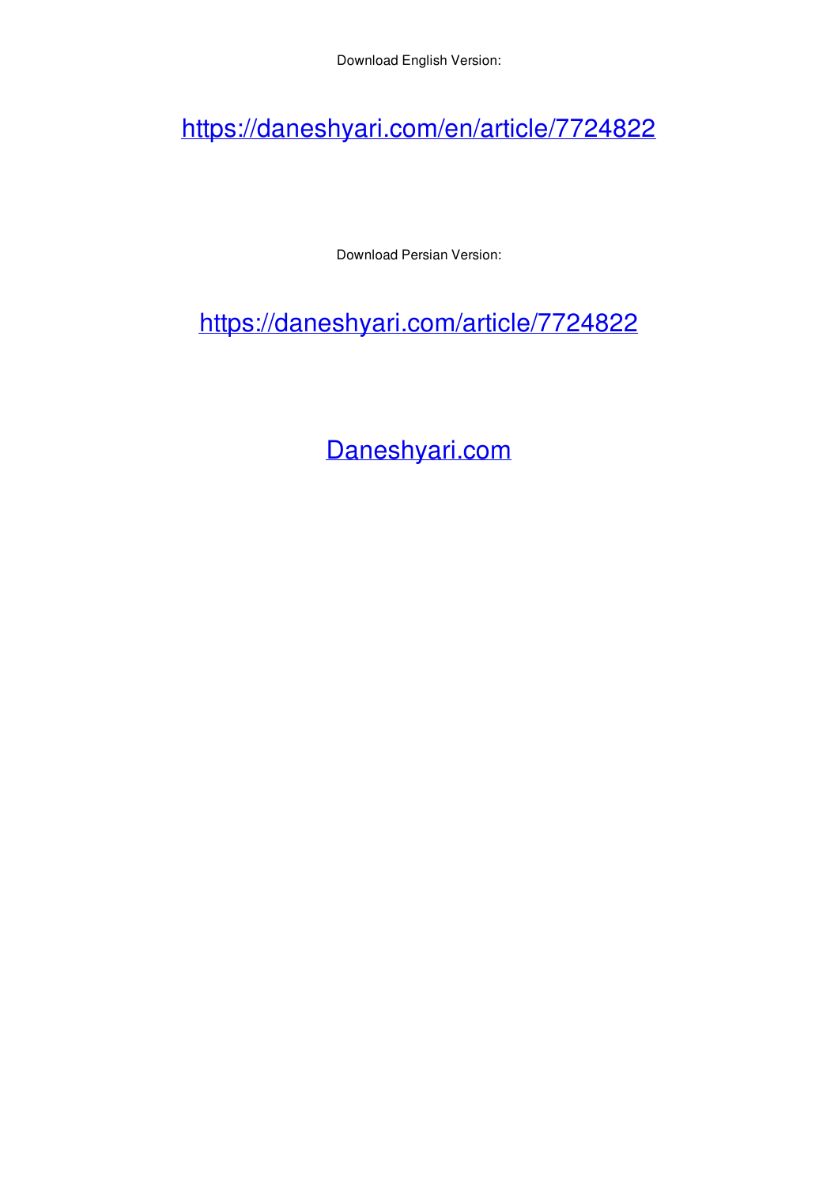Download English Version:

[https://daneshyari.com/en/article/7724822](https://daneshyari.com/en/article/7724822)

Download Persian Version:

[https://daneshyari.com/article/7724822](https://daneshyari.com/article/7724822)

[Daneshyari.com](https://daneshyari.com)